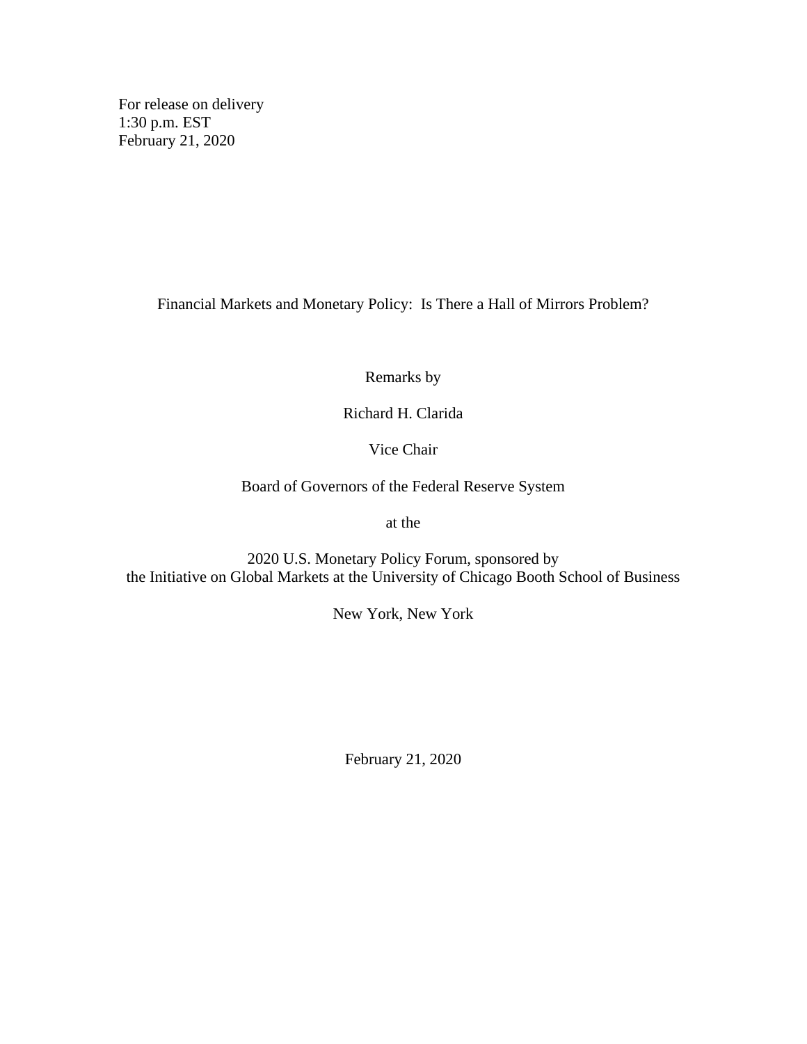For release on delivery
1:30 p.m. EST
February 21, 2020

# Financial Markets and Monetary Policy: Is There a Hall of Mirrors Problem?

Remarks by

Richard H. Clarida

Vice Chair

Board of Governors of the Federal Reserve System

at the

2020 U.S. Monetary Policy Forum, sponsored by
the Initiative on Global Markets at the University of Chicago Booth School of Business

New York, New York

February 21, 2020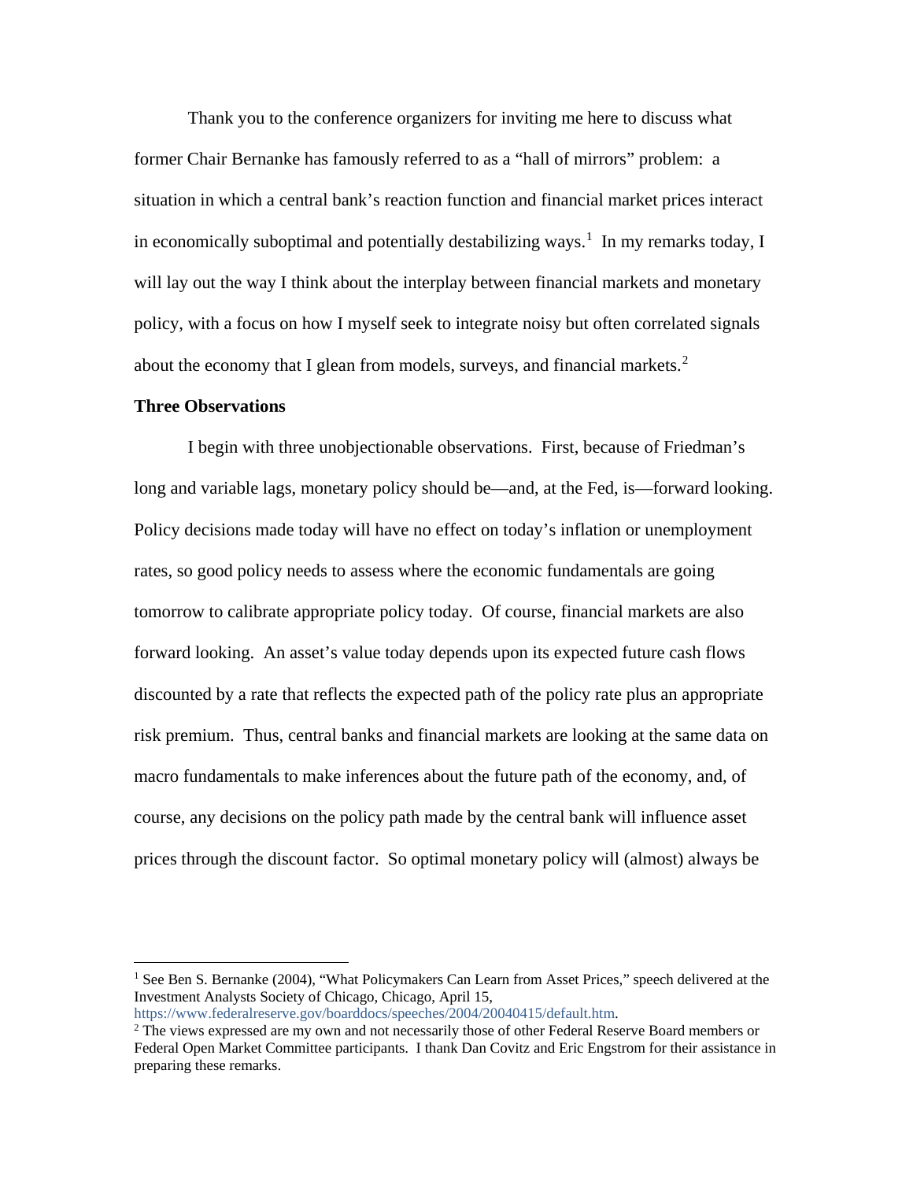Thank you to the conference organizers for inviting me here to discuss what former Chair Bernanke has famously referred to as a "hall of mirrors" problem: a situation in which a central bank's reaction function and financial market prices interact in economically suboptimal and potentially destabilizing ways.[1] In my remarks today, I will lay out the way I think about the interplay between financial markets and monetary policy, with a focus on how I myself seek to integrate noisy but often correlated signals about the economy that I glean from models, surveys, and financial markets.[2]

**Three Observations**

I begin with three unobjectionable observations. First, because of Friedman's long and variable lags, monetary policy should be—and, at the Fed, is—forward looking. Policy decisions made today will have no effect on today's inflation or unemployment rates, so good policy needs to assess where the economic fundamentals are going tomorrow to calibrate appropriate policy today. Of course, financial markets are also forward looking. An asset's value today depends upon its expected future cash flows discounted by a rate that reflects the expected path of the policy rate plus an appropriate risk premium. Thus, central banks and financial markets are looking at the same data on macro fundamentals to make inferences about the future path of the economy, and, of course, any decisions on the policy path made by the central bank will influence asset prices through the discount factor. So optimal monetary policy will (almost) always be

---

[1] See Ben S. Bernanke (2004), "What Policymakers Can Learn from Asset Prices," speech delivered at the Investment Analysts Society of Chicago, Chicago, April 15, https://www.federalreserve.gov/boarddocs/speeches/2004/20040415/default.htm.

[2] The views expressed are my own and not necessarily those of other Federal Reserve Board members or Federal Open Market Committee participants. I thank Dan Covitz and Eric Engstrom for their assistance in preparing these remarks.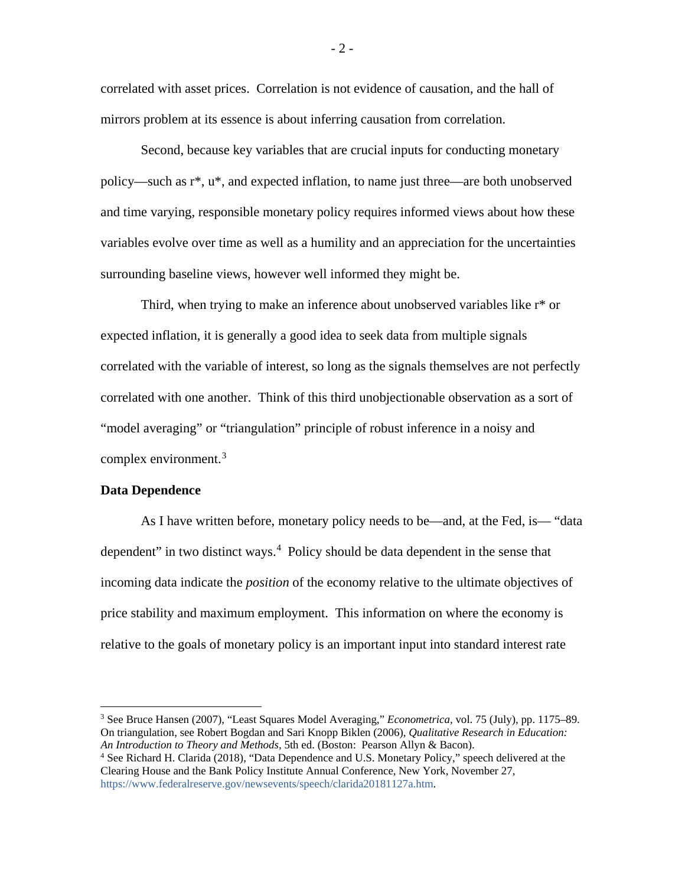correlated with asset prices. Correlation is not evidence of causation, and the hall of mirrors problem at its essence is about inferring causation from correlation.

Second, because key variables that are crucial inputs for conducting monetary policy—such as r*, u*, and expected inflation, to name just three—are both unobserved and time varying, responsible monetary policy requires informed views about how these variables evolve over time as well as a humility and an appreciation for the uncertainties surrounding baseline views, however well informed they might be.

Third, when trying to make an inference about unobserved variables like r* or expected inflation, it is generally a good idea to seek data from multiple signals correlated with the variable of interest, so long as the signals themselves are not perfectly correlated with one another. Think of this third unobjectionable observation as a sort of "model averaging" or "triangulation" principle of robust inference in a noisy and complex environment.[3]

**Data Dependence**

As I have written before, monetary policy needs to be—and, at the Fed, is— "data dependent" in two distinct ways.[4] Policy should be data dependent in the sense that incoming data indicate the *position* of the economy relative to the ultimate objectives of price stability and maximum employment. This information on where the economy is relative to the goals of monetary policy is an important input into standard interest rate

---

[3] See Bruce Hansen (2007), "Least Squares Model Averaging," *Econometrica*, vol. 75 (July), pp. 1175–89. On triangulation, see Robert Bogdan and Sari Knopp Biklen (2006), *Qualitative Research in Education: An Introduction to Theory and Methods*, 5th ed. (Boston: Pearson Allyn & Bacon).

[4] See Richard H. Clarida (2018), "Data Dependence and U.S. Monetary Policy," speech delivered at the Clearing House and the Bank Policy Institute Annual Conference, New York, November 27, https://www.federalreserve.gov/newsevents/speech/clarida20181127a.htm.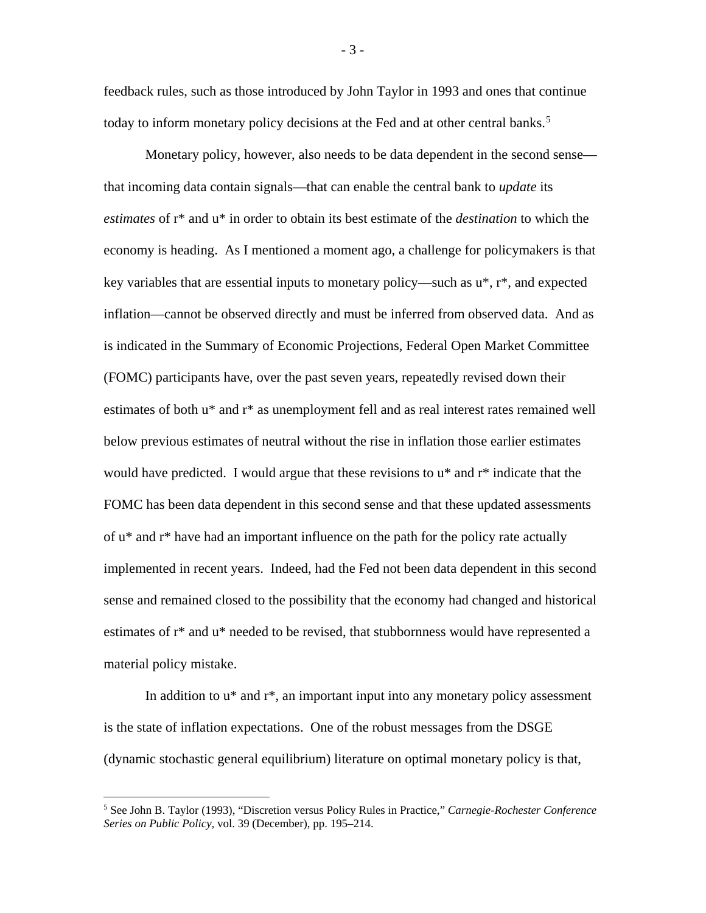feedback rules, such as those introduced by John Taylor in 1993 and ones that continue today to inform monetary policy decisions at the Fed and at other central banks.[5]

Monetary policy, however, also needs to be data dependent in the second sense—that incoming data contain signals—that can enable the central bank to *update* its *estimates* of r* and u* in order to obtain its best estimate of the *destination* to which the economy is heading. As I mentioned a moment ago, a challenge for policymakers is that key variables that are essential inputs to monetary policy—such as u*, r*, and expected inflation—cannot be observed directly and must be inferred from observed data. And as is indicated in the Summary of Economic Projections, Federal Open Market Committee (FOMC) participants have, over the past seven years, repeatedly revised down their estimates of both u* and r* as unemployment fell and as real interest rates remained well below previous estimates of neutral without the rise in inflation those earlier estimates would have predicted. I would argue that these revisions to u* and r* indicate that the FOMC has been data dependent in this second sense and that these updated assessments of u* and r* have had an important influence on the path for the policy rate actually implemented in recent years. Indeed, had the Fed not been data dependent in this second sense and remained closed to the possibility that the economy had changed and historical estimates of r* and u* needed to be revised, that stubbornness would have represented a material policy mistake.

In addition to u* and r*, an important input into any monetary policy assessment is the state of inflation expectations. One of the robust messages from the DSGE (dynamic stochastic general equilibrium) literature on optimal monetary policy is that,

---

[5] See John B. Taylor (1993), "Discretion versus Policy Rules in Practice," *Carnegie-Rochester Conference Series on Public Policy*, vol. 39 (December), pp. 195–214.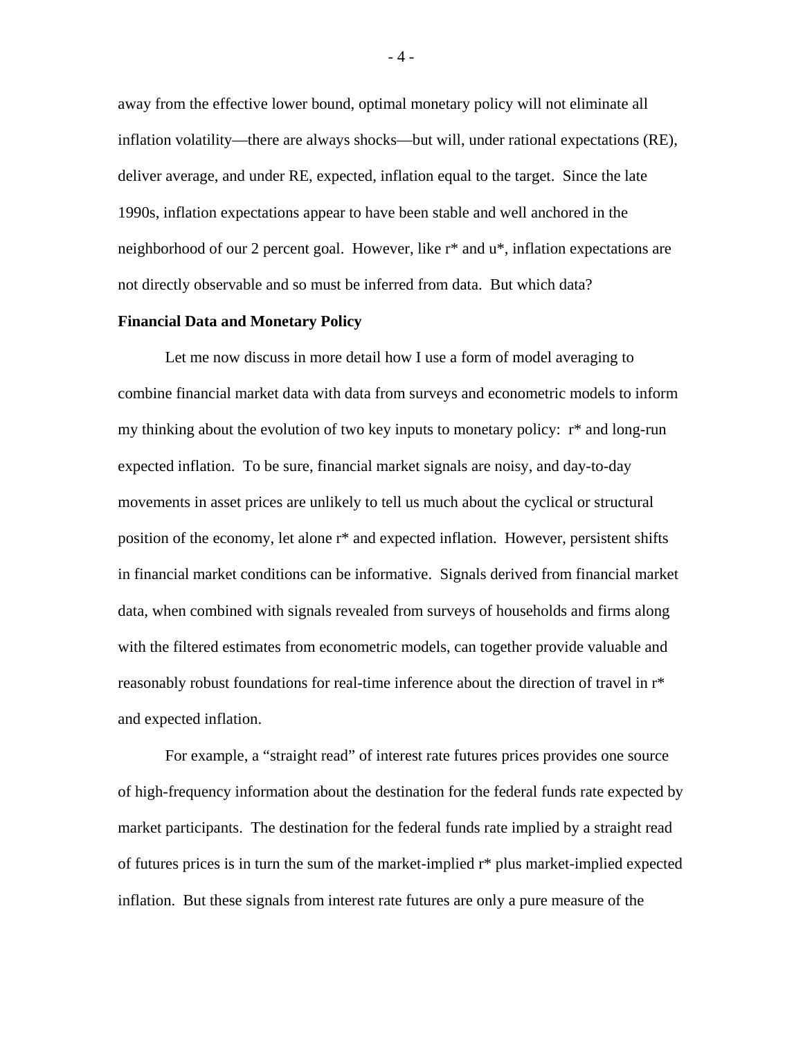away from the effective lower bound, optimal monetary policy will not eliminate all inflation volatility—there are always shocks—but will, under rational expectations (RE), deliver average, and under RE, expected, inflation equal to the target. Since the late 1990s, inflation expectations appear to have been stable and well anchored in the neighborhood of our 2 percent goal. However, like r* and u*, inflation expectations are not directly observable and so must be inferred from data. But which data?

**Financial Data and Monetary Policy**

Let me now discuss in more detail how I use a form of model averaging to combine financial market data with data from surveys and econometric models to inform my thinking about the evolution of two key inputs to monetary policy: r* and long-run expected inflation. To be sure, financial market signals are noisy, and day-to-day movements in asset prices are unlikely to tell us much about the cyclical or structural position of the economy, let alone r* and expected inflation. However, persistent shifts in financial market conditions can be informative. Signals derived from financial market data, when combined with signals revealed from surveys of households and firms along with the filtered estimates from econometric models, can together provide valuable and reasonably robust foundations for real-time inference about the direction of travel in r* and expected inflation.

For example, a "straight read" of interest rate futures prices provides one source of high-frequency information about the destination for the federal funds rate expected by market participants. The destination for the federal funds rate implied by a straight read of futures prices is in turn the sum of the market-implied r* plus market-implied expected inflation. But these signals from interest rate futures are only a pure measure of the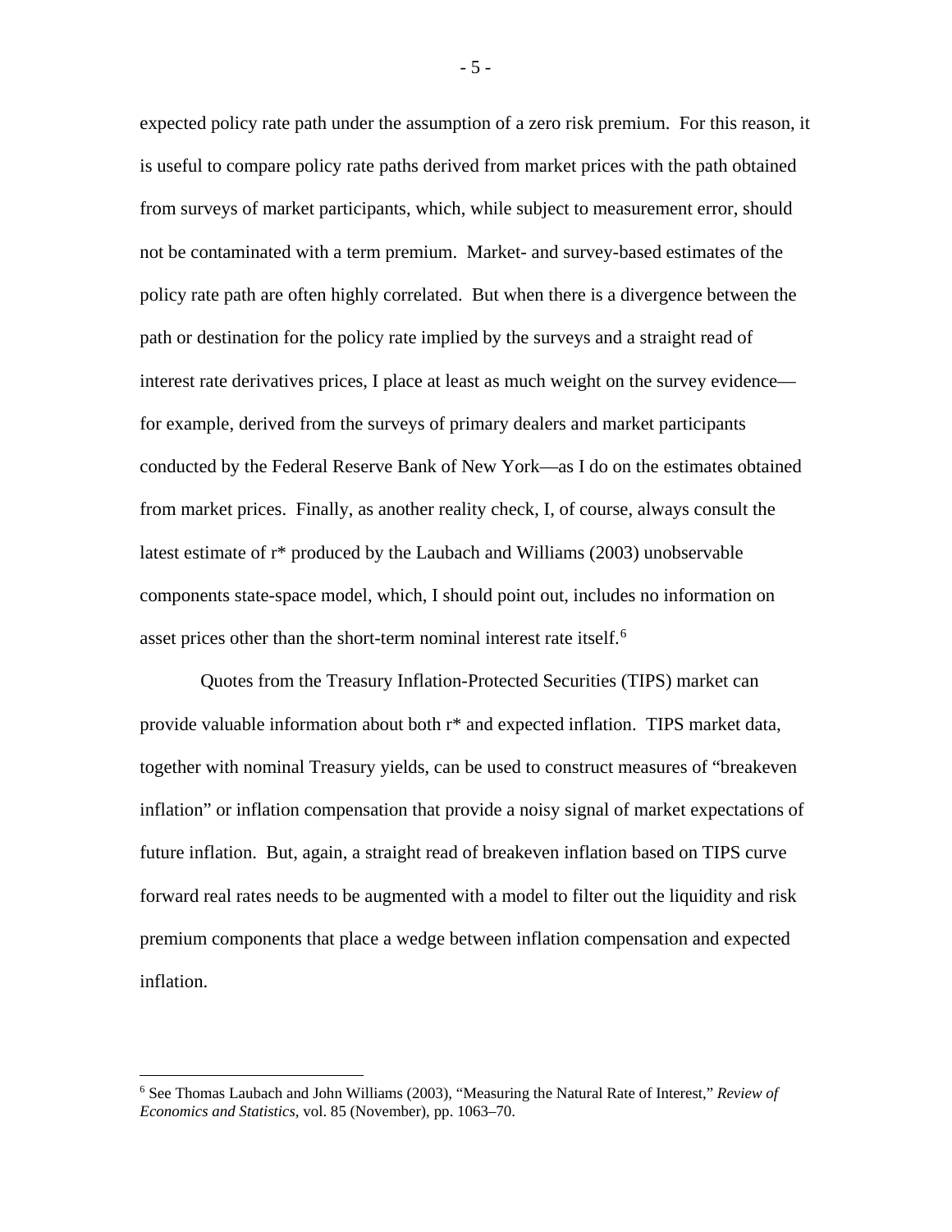expected policy rate path under the assumption of a zero risk premium. For this reason, it is useful to compare policy rate paths derived from market prices with the path obtained from surveys of market participants, which, while subject to measurement error, should not be contaminated with a term premium. Market- and survey-based estimates of the policy rate path are often highly correlated. But when there is a divergence between the path or destination for the policy rate implied by the surveys and a straight read of interest rate derivatives prices, I place at least as much weight on the survey evidence—for example, derived from the surveys of primary dealers and market participants conducted by the Federal Reserve Bank of New York—as I do on the estimates obtained from market prices. Finally, as another reality check, I, of course, always consult the latest estimate of r* produced by the Laubach and Williams (2003) unobservable components state-space model, which, I should point out, includes no information on asset prices other than the short-term nominal interest rate itself.[6]

Quotes from the Treasury Inflation-Protected Securities (TIPS) market can provide valuable information about both r* and expected inflation. TIPS market data, together with nominal Treasury yields, can be used to construct measures of "breakeven inflation" or inflation compensation that provide a noisy signal of market expectations of future inflation. But, again, a straight read of breakeven inflation based on TIPS curve forward real rates needs to be augmented with a model to filter out the liquidity and risk premium components that place a wedge between inflation compensation and expected inflation.

[6] See Thomas Laubach and John Williams (2003), "Measuring the Natural Rate of Interest," *Review of Economics and Statistics*, vol. 85 (November), pp. 1063–70.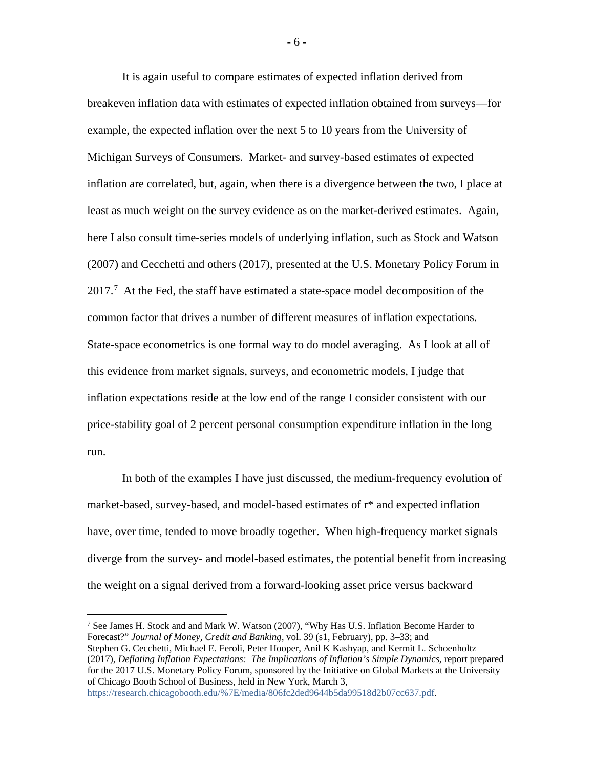It is again useful to compare estimates of expected inflation derived from breakeven inflation data with estimates of expected inflation obtained from surveys—for example, the expected inflation over the next 5 to 10 years from the University of Michigan Surveys of Consumers. Market- and survey-based estimates of expected inflation are correlated, but, again, when there is a divergence between the two, I place at least as much weight on the survey evidence as on the market-derived estimates. Again, here I also consult time-series models of underlying inflation, such as Stock and Watson (2007) and Cecchetti and others (2017), presented at the U.S. Monetary Policy Forum in 2017.[7] At the Fed, the staff have estimated a state-space model decomposition of the common factor that drives a number of different measures of inflation expectations. State-space econometrics is one formal way to do model averaging. As I look at all of this evidence from market signals, surveys, and econometric models, I judge that inflation expectations reside at the low end of the range I consider consistent with our price-stability goal of 2 percent personal consumption expenditure inflation in the long run.

In both of the examples I have just discussed, the medium-frequency evolution of market-based, survey-based, and model-based estimates of r* and expected inflation have, over time, tended to move broadly together. When high-frequency market signals diverge from the survey- and model-based estimates, the potential benefit from increasing the weight on a signal derived from a forward-looking asset price versus backward

---

[7] See James H. Stock and and Mark W. Watson (2007), "Why Has U.S. Inflation Become Harder to Forecast?" *Journal of Money, Credit and Banking,* vol. 39 (s1, February), pp. 3–33; and Stephen G. Cecchetti, Michael E. Feroli, Peter Hooper, Anil K Kashyap, and Kermit L. Schoenholtz (2017), *Deflating Inflation Expectations: The Implications of Inflation's Simple Dynamics,* report prepared for the 2017 U.S. Monetary Policy Forum, sponsored by the Initiative on Global Markets at the University of Chicago Booth School of Business, held in New York, March 3, https://research.chicagobooth.edu/%7E/media/806fc2ded9644b5da99518d2b07cc637.pdf.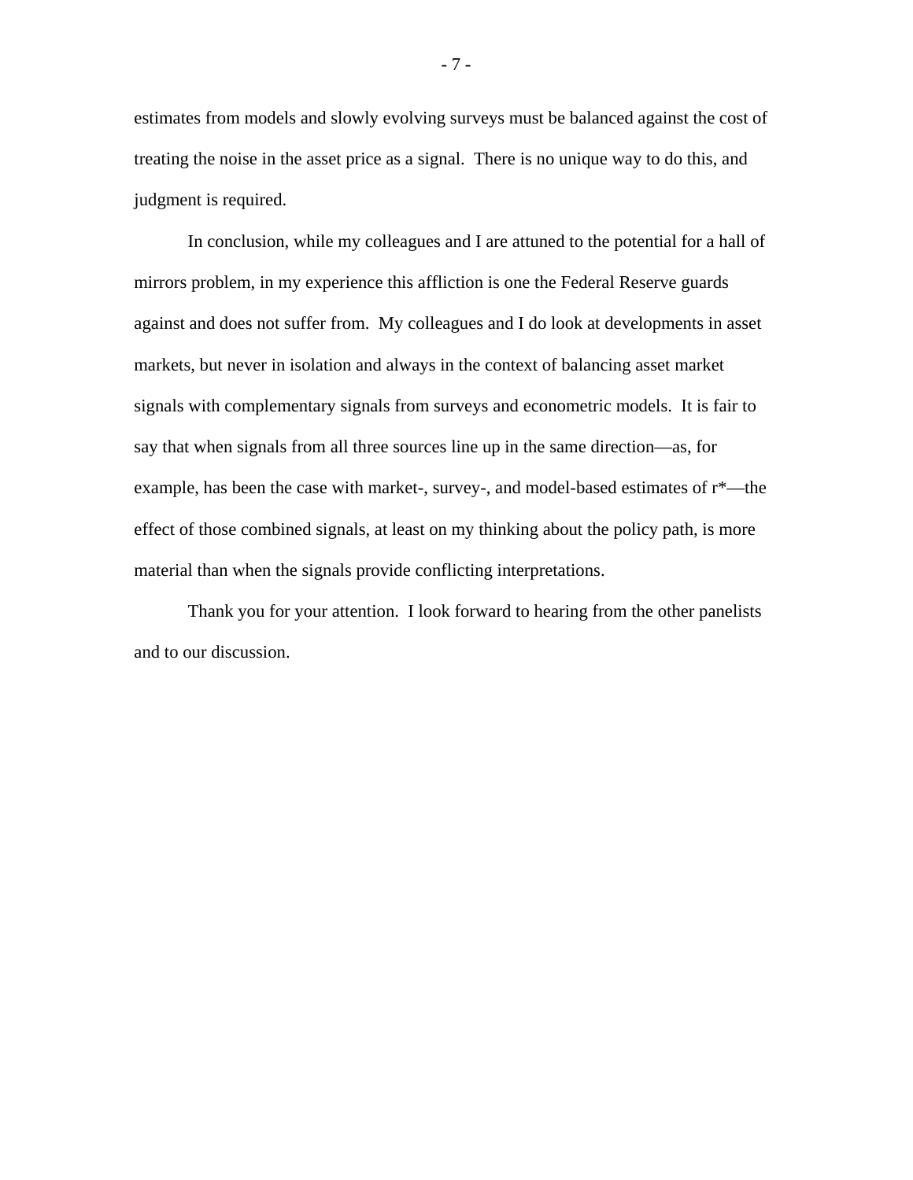estimates from models and slowly evolving surveys must be balanced against the cost of treating the noise in the asset price as a signal. There is no unique way to do this, and judgment is required.

In conclusion, while my colleagues and I are attuned to the potential for a hall of mirrors problem, in my experience this affliction is one the Federal Reserve guards against and does not suffer from. My colleagues and I do look at developments in asset markets, but never in isolation and always in the context of balancing asset market signals with complementary signals from surveys and econometric models. It is fair to say that when signals from all three sources line up in the same direction—as, for example, has been the case with market-, survey-, and model-based estimates of r*—the effect of those combined signals, at least on my thinking about the policy path, is more material than when the signals provide conflicting interpretations.

Thank you for your attention. I look forward to hearing from the other panelists and to our discussion.